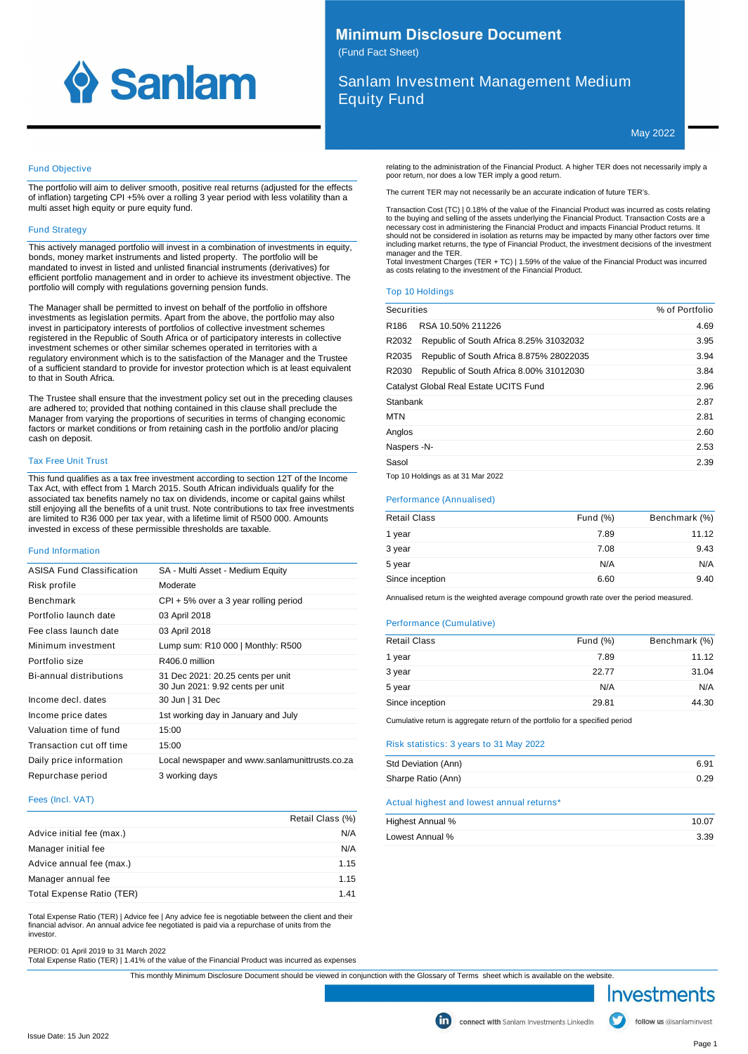# Minimum Disclosure Document

(Fund Fact Sheet)

## Sanlam Investment Management Medium Equity Fund

May 2022

### Fund Objective

The portfolio will aim to deliver smooth, positive real returns (adjusted for the effects of inflation) targeting CPI +5% over a rolling 3 year period with less volatility than a multi asset high equity or pure equity fund.

### Fund Strategy

This actively managed portfolio will invest in a combination of investments in equity, bonds, money market instruments and listed property. The portfolio will be mandated to invest in listed and unlisted financial instruments (derivatives) for efficient portfolio management and in order to achieve its investment objective. The portfolio will comply with regulations governing pension funds.

The Manager shall be permitted to invest on behalf of the portfolio in offshore investments as legislation permits. Apart from the above, the portfolio may also invest in participatory interests of portfolios of collective investment schemes registered in the Republic of South Africa or of participatory interests in collective investment schemes or other similar schemes operated in territories with a regulatory environment which is to the satisfaction of the Manager and the Trustee of a sufficient standard to provide for investor protection which is at least equivalent to that in South Africa.

The Trustee shall ensure that the investment policy set out in the preceding clauses are adhered to; provided that nothing contained in this clause shall preclude the Manager from varying the proportions of securities in terms of changing economic factors or market conditions or from retaining cash in the portfolio and/or placing cash on deposit.

### Tax Free Unit Trust

This fund qualifies as a tax free investment according to section 12T of the Income Tax Act, with effect from 1 March 2015. South African individuals qualify for the associated tax benefits namely no tax on dividends, income or capital gains whilst still enjoying all the benefits of a unit trust. Note contributions to tax free investments are limited to R36 000 per tax year, with a lifetime limit of R500 000. Amounts invested in excess of these permissible thresholds are taxable.

### Fund Information

| | |
|---|---|
| ASISA Fund Classification | SA - Multi Asset - Medium Equity |
| Risk profile | Moderate |
| Benchmark | CPI + 5% over a 3 year rolling period |
| Portfolio launch date | 03 April 2018 |
| Fee class launch date | 03 April 2018 |
| Minimum investment | Lump sum: R10 000 \| Monthly: R500 |
| Portfolio size | R406.0 million |
| Bi-annual distributions | 31 Dec 2021: 20.25 cents per unit<br>30 Jun 2021: 9.92 cents per unit |
| Income decl. dates | 30 Jun \| 31 Dec |
| Income price dates | 1st working day in January and July |
| Valuation time of fund | 15:00 |
| Transaction cut off time | 15:00 |
| Daily price information | Local newspaper and www.sanlamunittrusts.co.za |
| Repurchase period | 3 working days |

### Fees (Incl. VAT)

| | Retail Class (%) |
|---|---|
| Advice initial fee (max.) | N/A |
| Manager initial fee | N/A |
| Advice annual fee (max.) | 1.15 |
| Manager annual fee | 1.15 |
| Total Expense Ratio (TER) | 1.41 |

Total Expense Ratio (TER) | Advice fee | Any advice fee is negotiable between the client and their financial advisor. An annual advice fee negotiated is paid via a repurchase of units from the investor.

PERIOD: 01 April 2019 to 31 March 2022
Total Expense Ratio (TER) | 1.41% of the value of the Financial Product was incurred as expenses relating to the administration of the Financial Product. A higher TER does not necessarily imply a poor return, nor does a low TER imply a good return.

The current TER may not necessarily be an accurate indication of future TER's.

Transaction Cost (TC) | 0.18% of the value of the Financial Product was incurred as costs relating to the buying and selling of the assets underlying the Financial Product. Transaction Costs are a necessary cost in administering the Financial Product and impacts Financial Product returns. It should not be considered in isolation as returns may be impacted by many other factors over time including market returns, the type of Financial Product, the investment decisions of the investment manager and the TER.
Total Investment Charges (TER + TC) | 1.59% of the value of the Financial Product was incurred as costs relating to the investment of the Financial Product.

### Top 10 Holdings

| Securities | % of Portfolio |
|---|---|
| R186 RSA 10.50% 211226 | 4.69 |
| R2032 Republic of South Africa 8.25% 31032032 | 3.95 |
| R2035 Republic of South Africa 8.875% 28022035 | 3.94 |
| R2030 Republic of South Africa 8.00% 31012030 | 3.84 |
| Catalyst Global Real Estate UCITS Fund | 2.96 |
| Stanbank | 2.87 |
| MTN | 2.81 |
| Anglos | 2.60 |
| Naspers -N- | 2.53 |
| Sasol | 2.39 |

Top 10 Holdings as at 31 Mar 2022

### Performance (Annualised)

| Retail Class | Fund (%) | Benchmark (%) |
|---|---|---|
| 1 year | 7.89 | 11.12 |
| 3 year | 7.08 | 9.43 |
| 5 year | N/A | N/A |
| Since inception | 6.60 | 9.40 |

Annualised return is the weighted average compound growth rate over the period measured.

### Performance (Cumulative)

| Retail Class | Fund (%) | Benchmark (%) |
|---|---|---|
| 1 year | 7.89 | 11.12 |
| 3 year | 22.77 | 31.04 |
| 5 year | N/A | N/A |
| Since inception | 29.81 | 44.30 |

Cumulative return is aggregate return of the portfolio for a specified period

### Risk statistics: 3 years to 31 May 2022

| | |
|---|---|
| Std Deviation (Ann) | 6.91 |
| Sharpe Ratio (Ann) | 0.29 |

### Actual highest and lowest annual returns*

| | |
|---|---|
| Highest Annual % | 10.07 |
| Lowest Annual % | 3.39 |

This monthly Minimum Disclosure Document should be viewed in conjunction with the Glossary of Terms sheet which is available on the website.

Issue Date: 15 Jun 2022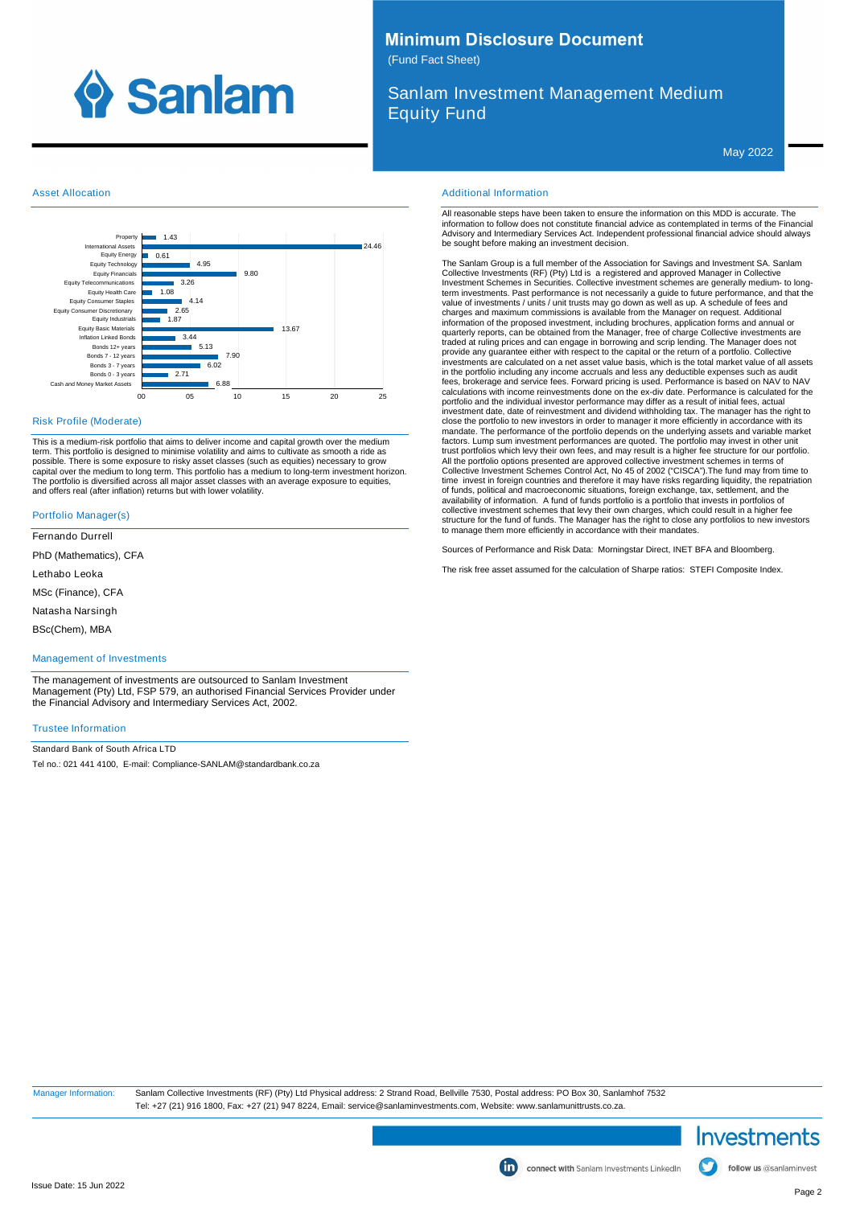# Minimum Disclosure Document

(Fund Fact Sheet)

## Sanlam Investment Management Medium Equity Fund

May 2022

## Asset Allocation

Property 1.43
International Assets 24.46
Equity Energy 0.61
Equity Technology 4.95
Equity Financials 9.80
Equity Telecommunications 3.26
Equity Health Care 1.08
Equity Consumer Staples 4.14
Equity Consumer Discretionary 2.65
Equity Industrials 1.87
Equity Basic Materials 13.67
Inflation Linked Bonds 3.44
Bonds 12+ years 5.13
Bonds 7 - 12 years 7.90
Bonds 3 - 7 years 6.02
Bonds 0 - 3 years 2.71
Cash and Money Market Assets 6.88

00 05 10 15 20 25

## Risk Profile (Moderate)

This is a medium-risk portfolio that aims to deliver income and capital growth over the medium term. This portfolio is designed to minimise volatility and aims to cultivate as smooth a ride as possible. There is some exposure to risky asset classes (such as equities) necessary to grow capital over the medium to long term. This portfolio has a medium to long-term investment horizon. The portfolio is diversified across all major asset classes with an average exposure to equities, and offers real (after inflation) returns but with lower volatility.

## Portfolio Manager(s)

Fernando Durrell

PhD (Mathematics), CFA

Lethabo Leoka

MSc (Finance), CFA

Natasha Narsingh

BSc(Chem), MBA

## Management of Investments

The management of investments are outsourced to Sanlam Investment Management (Pty) Ltd, FSP 579, an authorised Financial Services Provider under the Financial Advisory and Intermediary Services Act, 2002.

## Trustee Information

Standard Bank of South Africa LTD

Tel no.: 021 441 4100, E-mail: Compliance-SANLAM@standardbank.co.za

## Additional Information

All reasonable steps have been taken to ensure the information on this MDD is accurate. The information to follow does not constitute financial advice as contemplated in terms of the Financial Advisory and Intermediary Services Act. Independent professional financial advice should always be sought before making an investment decision.

The Sanlam Group is a full member of the Association for Savings and Investment SA. Sanlam Collective Investments (RF) (Pty) Ltd is a registered and approved Manager in Collective Investment Schemes in Securities. Collective investment schemes are generally medium- to long-term investments. Past performance is not necessarily a guide to future performance, and that the value of investments / units / unit trusts may go down as well as up. A schedule of fees and charges and maximum commissions is available from the Manager on request. Additional information of the proposed investment, including brochures, application forms and annual or quarterly reports, can be obtained from the Manager, free of charge Collective investments are traded at ruling prices and can engage in borrowing and scrip lending. The Manager does not provide any guarantee either with respect to the capital or the return of a portfolio. Collective investments are calculated on a net asset value basis, which is the total market value of all assets in the portfolio including any income accruals and less any deductible expenses such as audit fees, brokerage and service fees. Forward pricing is used. Performance is based on NAV to NAV calculations with income reinvestments done on the ex-div date. Performance is calculated for the portfolio and the individual investor performance may differ as a result of initial fees, actual investment date, date of reinvestment and dividend withholding tax. The manager has the right to close the portfolio to new investors in order to manager it more efficiently in accordance with its mandate. The performance of the portfolio depends on the underlying assets and variable market factors. Lump sum investment performances are quoted. The portfolio may invest in other unit trust portfolios which levy their own fees, and may result is a higher fee structure for our portfolio. All the portfolio options presented are approved collective investment schemes in terms of Collective Investment Schemes Control Act, No 45 of 2002 ("CISCA").The fund may from time to time invest in foreign countries and therefore it may have risks regarding liquidity, the repatriation of funds, political and macroeconomic situations, foreign exchange, tax, settlement, and the availability of information. A fund of funds portfolio is a portfolio that invests in portfolios of collective investment schemes that levy their own charges, which could result in a higher fee structure for the fund of funds. The Manager has the right to close any portfolios to new investors to manage them more efficiently in accordance with their mandates.

Sources of Performance and Risk Data: Morningstar Direct, INET BFA and Bloomberg.

The risk free asset assumed for the calculation of Sharpe ratios: STEFI Composite Index.

Manager Information: Sanlam Collective Investments (RF) (Pty) Ltd Physical address: 2 Strand Road, Bellville 7530, Postal address: PO Box 30, Sanlamhof 7532
Tel: +27 (21) 916 1800, Fax: +27 (21) 947 8224, Email: service@sanlaminvestments.com, Website: www.sanlamunittrusts.co.za.

Investments

connect with Sanlam Investments LinkedIn

follow us @sanlaminvest

Issue Date: 15 Jun 2022